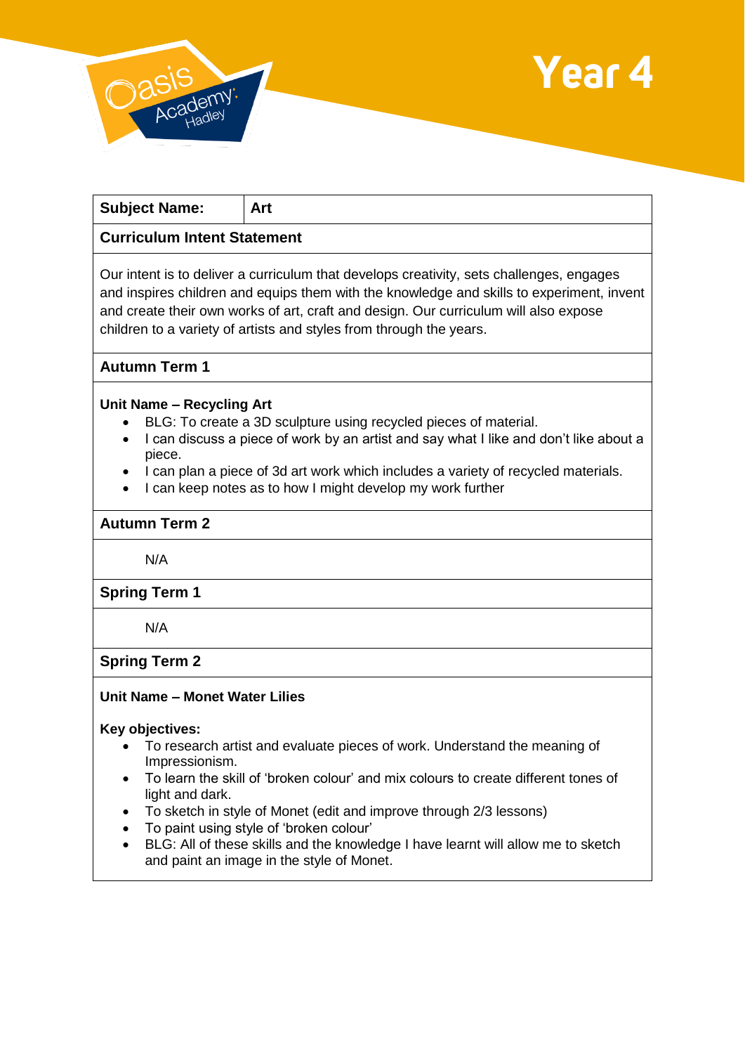# Year 4

| **Subject Name:** | **Art** |
|---|---|

## Curriculum Intent Statement

Our intent is to deliver a curriculum that develops creativity, sets challenges, engages and inspires children and equips them with the knowledge and skills to experiment, invent and create their own works of art, craft and design. Our curriculum will also expose children to a variety of artists and styles from through the years.

## Autumn Term 1

**Unit Name – Recycling Art**

- BLG: To create a 3D sculpture using recycled pieces of material.
- I can discuss a piece of work by an artist and say what I like and don't like about a piece.
- I can plan a piece of 3d art work which includes a variety of recycled materials.
- I can keep notes as to how I might develop my work further

## Autumn Term 2

N/A

## Spring Term 1

N/A

## Spring Term 2

**Unit Name – Monet Water Lilies**

**Key objectives:**

- To research artist and evaluate pieces of work. Understand the meaning of Impressionism.
- To learn the skill of 'broken colour' and mix colours to create different tones of light and dark.
- To sketch in style of Monet (edit and improve through 2/3 lessons)
- To paint using style of 'broken colour'
- BLG: All of these skills and the knowledge I have learnt will allow me to sketch and paint an image in the style of Monet.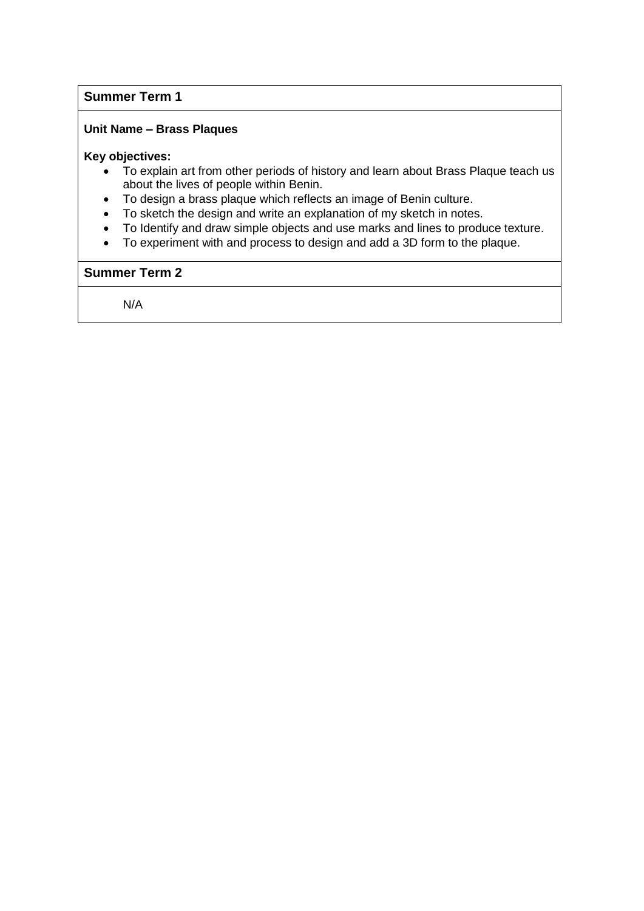## Summer Term 1

**Unit Name – Brass Plaques**

**Key objectives:**

- To explain art from other periods of history and learn about Brass Plaque teach us about the lives of people within Benin.
- To design a brass plaque which reflects an image of Benin culture.
- To sketch the design and write an explanation of my sketch in notes.
- To Identify and draw simple objects and use marks and lines to produce texture.
- To experiment with and process to design and add a 3D form to the plaque.

## Summer Term 2

N/A